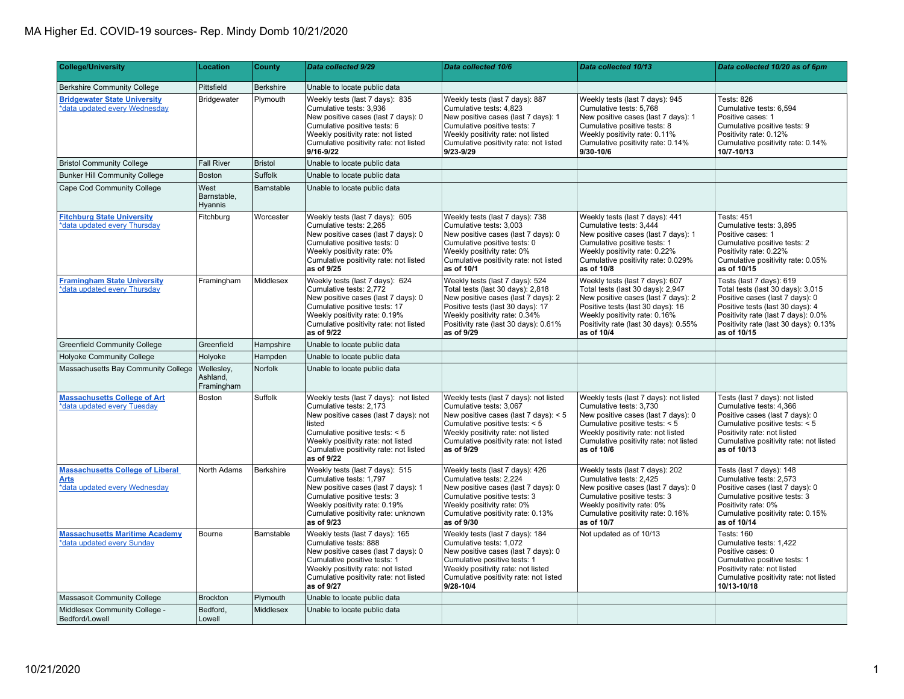# MA Higher Ed. COVID-19 sources- Rep. Mindy Domb 10/21/2020

| College/University | Location | County | *Data collected 9/29* | *Data collected 10/6* | *Data collected 10/13* | *Data collected 10/20 as of 6pm* |
|---|---|---|---|---|---|---|
| Berkshire Community College | Pittsfield | Berkshire | Unable to locate public data | | | |
| **Bridgewater State University** *data updated every Wednesday | Bridgewater | Plymouth | Weekly tests (last 7 days): 835<br>Cumulative tests: 3,936<br>New positive cases (last 7 days): 0<br>Cumulative positive tests: 6<br>Weekly positivity rate: not listed<br>Cumulative positivity rate: not listed<br>**9/16-9/22** | Weekly tests (last 7 days): 887<br>Cumulative tests: 4,823<br>New positive cases (last 7 days): 1<br>Cumulative positive tests: 7<br>Weekly positivity rate: not listed<br>Cumulative positivity rate: not listed<br>**9/23-9/29** | Weekly tests (last 7 days): 945<br>Cumulative tests: 5,768<br>New positive cases (last 7 days): 1<br>Cumulative positive tests: 8<br>Weekly positivity rate: 0.11%<br>Cumulative positivity rate: 0.14%<br>**9/30-10/6** | Tests: 826<br>Cumulative tests: 6,594<br>Positive cases: 1<br>Cumulative positive tests: 9<br>Positivity rate: 0.12%<br>Cumulative positivity rate: 0.14%<br>**10/7-10/13** |
| Bristol Community College | Fall River | Bristol | Unable to locate public data | | | |
| Bunker Hill Community College | Boston | Suffolk | Unable to locate public data | | | |
| Cape Cod Community College | West Barnstable, Hyannis | Barnstable | Unable to locate public data | | | |
| **Fitchburg State University** *data updated every Thursday | Fitchburg | Worcester | Weekly tests (last 7 days): 605<br>Cumulative tests: 2,265<br>New positive cases (last 7 days): 0<br>Cumulative positive tests: 0<br>Weekly positivity rate: 0%<br>Cumulative positivity rate: not listed<br>**as of 9/25** | Weekly tests (last 7 days): 738<br>Cumulative tests: 3,003<br>New positive cases (last 7 days): 0<br>Cumulative positive tests: 0<br>Weekly positivity rate: 0%<br>Cumulative positivity rate: not listed<br>**as of 10/1** | Weekly tests (last 7 days): 441<br>Cumulative tests: 3,444<br>New positive cases (last 7 days): 1<br>Cumulative positive tests: 1<br>Weekly positivity rate: 0.22%<br>Cumulative positivity rate: 0.029%<br>**as of 10/8** | Tests: 451<br>Cumulative tests: 3,895<br>Positive cases: 1<br>Cumulative positive tests: 2<br>Positivity rate: 0.22%<br>Cumulative positivity rate: 0.05%<br>**as of 10/15** |
| **Framingham State University** *data updated every Thursday | Framingham | Middlesex | Weekly tests (last 7 days): 624<br>Cumulative tests: 2,772<br>New positive cases (last 7 days): 0<br>Cumulative positive tests: 17<br>Weekly positivity rate: 0.19%<br>Cumulative positivity rate: not listed<br>**as of 9/22** | Weekly tests (last 7 days): 524<br>Total tests (last 30 days): 2,818<br>New positive cases (last 7 days): 2<br>Positive tests (last 30 days): 17<br>Weekly positivity rate: 0.34%<br>Positivity rate (last 30 days): 0.61%<br>**as of 9/29** | Weekly tests (last 7 days): 607<br>Total tests (last 30 days): 2,947<br>New positive cases (last 7 days): 2<br>Positive tests (last 30 days): 16<br>Weekly positivity rate: 0.16%<br>Positivity rate (last 30 days): 0.55%<br>**as of 10/4** | Tests (last 7 days): 619<br>Total tests (last 30 days): 3,015<br>Positive cases (last 7 days): 0<br>Positive tests (last 30 days): 4<br>Positivity rate (last 7 days): 0.0%<br>Positivity rate (last 30 days): 0.13%<br>**as of 10/15** |
| Greenfield Community College | Greenfield | Hampshire | Unable to locate public data | | | |
| Holyoke Community College | Holyoke | Hampden | Unable to locate public data | | | |
| Massachusetts Bay Community College | Wellesley, Ashland, Framingham | Norfolk | Unable to locate public data | | | |
| **Massachusetts College of Art** *data updated every Tuesday | Boston | Suffolk | Weekly tests (last 7 days): not listed<br>Cumulative tests: 2,173<br>New positive cases (last 7 days): not listed<br>Cumulative positive tests: < 5<br>Weekly positivity rate: not listed<br>Cumulative positivity rate: not listed<br>**as of 9/22** | Weekly tests (last 7 days): not listed<br>Cumulative tests: 3,067<br>New positive cases (last 7 days): < 5<br>Cumulative positive tests: < 5<br>Weekly positivity rate: not listed<br>Cumulative positivity rate: not listed<br>**as of 9/29** | Weekly tests (last 7 days): not listed<br>Cumulative tests: 3,730<br>New positive cases (last 7 days): 0<br>Cumulative positive tests: < 5<br>Weekly positivity rate: not listed<br>Cumulative positivity rate: not listed<br>**as of 10/6** | Tests (last 7 days): not listed<br>Cumulative tests: 4,366<br>Positive cases (last 7 days): 0<br>Cumulative positive tests: < 5<br>Positivity rate: not listed<br>Cumulative positivity rate: not listed<br>**as of 10/13** |
| **Massachusetts College of Liberal Arts** *data updated every Wednesday | North Adams | Berkshire | Weekly tests (last 7 days): 515<br>Cumulative tests: 1,797<br>New positive cases (last 7 days): 1<br>Cumulative positive tests: 3<br>Weekly positivity rate: 0.19%<br>Cumulative positivity rate: unknown<br>**as of 9/23** | Weekly tests (last 7 days): 426<br>Cumulative tests: 2,224<br>New positive cases (last 7 days): 0<br>Cumulative positive tests: 3<br>Weekly positivity rate: 0%<br>Cumulative positivity rate: 0.13%<br>**as of 9/30** | Weekly tests (last 7 days): 202<br>Cumulative tests: 2,425<br>New positive cases (last 7 days): 0<br>Cumulative positive tests: 3<br>Weekly positivity rate: 0%<br>Cumulative positivity rate: 0.16%<br>**as of 10/7** | Tests (last 7 days): 148<br>Cumulative tests: 2,573<br>Positive cases (last 7 days): 0<br>Cumulative positive tests: 3<br>Positivity rate: 0%<br>Cumulative positivity rate: 0.15%<br>**as of 10/14** |
| **Massachusetts Maritime Academy** *data updated every Sunday | Bourne | Barnstable | Weekly tests (last 7 days): 165<br>Cumulative tests: 888<br>New positive cases (last 7 days): 0<br>Cumulative positive tests: 1<br>Weekly positivity rate: not listed<br>Cumulative positivity rate: not listed<br>**as of 9/27** | Weekly tests (last 7 days): 184<br>Cumulative tests: 1,072<br>New positive cases (last 7 days): 0<br>Cumulative positive tests: 1<br>Weekly positivity rate: not listed<br>Cumulative positivity rate: not listed<br>**9/28-10/4** | Not updated as of 10/13 | Tests: 160<br>Cumulative tests: 1,422<br>Positive cases: 0<br>Cumulative positive tests: 1<br>Positivity rate: not listed<br>Cumulative positivity rate: not listed<br>**10/13-10/18** |
| Massasoit Community College | Brockton | Plymouth | Unable to locate public data | | | |
| Middlesex Community College - Bedford/Lowell | Bedford, Lowell | Middlesex | Unable to locate public data | | | |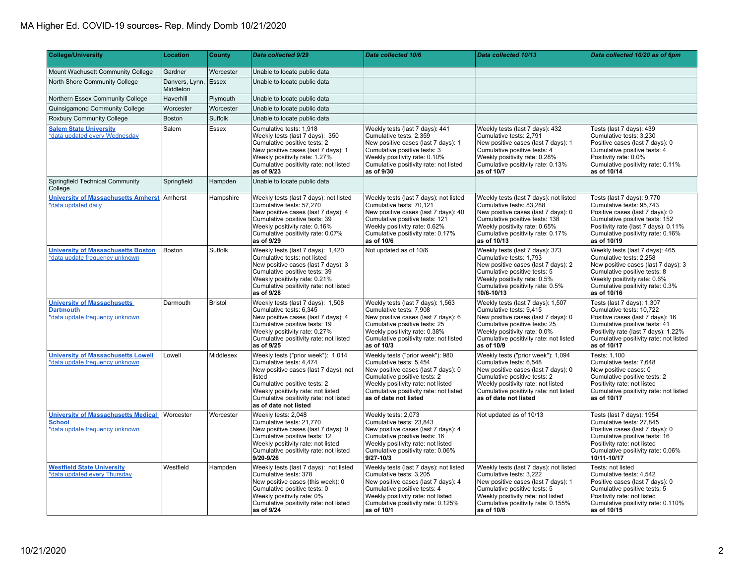# MA Higher Ed. COVID-19 sources- Rep. Mindy Domb 10/21/2020

| College/University | Location | County | *Data collected 9/29* | *Data collected 10/6* | *Data collected 10/13* | *Data collected 10/20 as of 6pm* |
|---|---|---|---|---|---|---|
| Mount Wachusett Community College | Gardner | Worcester | Unable to locate public data | | | |
| North Shore Community College | Danvers, Lynn, Middleton | Essex | Unable to locate public data | | | |
| Northern Essex Community College | Haverhill | Plymouth | Unable to locate public data | | | |
| Quinsigamond Community College | Worcester | Worcester | Unable to locate public data | | | |
| Roxbury Community College | Boston | Suffolk | Unable to locate public data | | | |
| **Salem State University** *data updated every Wednesday | Salem | Essex | Cumulative tests: 1,918<br>Weekly tests (last 7 days): 350<br>Cumulative positive tests: 2<br>New positive cases (last 7 days): 1<br>Weekly positivity rate: 1.27%<br>Cumulative positivity rate: not listed<br>**as of 9/23** | Weekly tests (last 7 days): 441<br>Cumulative tests: 2,359<br>New positive cases (last 7 days): 1<br>Cumulative positive tests: 3<br>Weekly positivity rate: 0.10%<br>Cumulative positivity rate: not listed<br>**as of 9/30** | Weekly tests (last 7 days): 432<br>Cumulative tests: 2,791<br>New positive cases (last 7 days): 1<br>Cumulative positive tests: 4<br>Weekly positivity rate: 0.28%<br>Cumulative positivity rate: 0.13%<br>**as of 10/7** | Tests (last 7 days): 439<br>Cumulative tests: 3,230<br>Positive cases (last 7 days): 0<br>Cumulative positive tests: 4<br>Positivity rate: 0.0%<br>Cumulative positivity rate: 0.11%<br>**as of 10/14** |
| Springfield Technical Community College | Springfield | Hampden | Unable to locate public data | | | |
| **University of Massachusetts Amherst** *data updated daily | Amherst | Hampshire | Weekly tests (last 7 days): not listed<br>Cumulative tests: 57,270<br>New positive cases (last 7 days): 4<br>Cumulative positive tests: 39<br>Weekly positivity rate: 0.16%<br>Cumulative positivity rate: 0.07%<br>**as of 9/29** | Weekly tests (last 7 days): not listed<br>Cumulative tests: 70,121<br>New positive cases (last 7 days): 40<br>Cumulative positive tests: 121<br>Weekly positivity rate: 0.62%<br>Cumulative positivity rate: 0.17%<br>**as of 10/6** | Weekly tests (last 7 days): not listed<br>Cumulative tests: 83,288<br>New positive cases (last 7 days): 0<br>Cumulative positive tests: 138<br>Weekly positivity rate: 0.65%<br>Cumulative positivity rate: 0.17%<br>**as of 10/13** | Tests (last 7 days): 9,770<br>Cumulative tests: 95,743<br>Positive cases (last 7 days): 0<br>Cumulative positive tests: 152<br>Positivity rate (last 7 days): 0.11%<br>Cumulative positivity rate: 0.16%<br>**as of 10/19** |
| **University of Massachusetts Boston** *data update frequency unknown | Boston | Suffolk | Weekly tests (last 7 days): 1,420<br>Cumulative tests: not listed<br>New positive cases (last 7 days): 3<br>Cumulative positive tests: 39<br>Weekly positivity rate: 0.21%<br>Cumulative positivity rate: not listed<br>**as of 9/28** | Not updated as of 10/6 | Weekly tests (last 7 days): 373<br>Cumulative tests: 1,793<br>New positive cases (last 7 days): 2<br>Cumulative positive tests: 5<br>Weekly positivity rate: 0.5%<br>Cumulative positivity rate: 0.5%<br>**10/6-10/13** | Weekly tests (last 7 days): 465<br>Cumulative tests: 2,258<br>New positive cases (last 7 days): 3<br>Cumulative positive tests: 8<br>Weekly positivity rate: 0.6%<br>Cumulative positivity rate: 0.3%<br>**as of 10/16** |
| **University of Massachusetts Dartmouth** *data update frequency unknown | Darmouth | Bristol | Weekly tests (last 7 days): 1,508<br>Cumulative tests: 6,345<br>New positive cases (last 7 days): 4<br>Cumulative positive tests: 19<br>Weekly positivity rate: 0.27%<br>Cumulative positivity rate: not listed<br>**as of 9/25** | Weekly tests (last 7 days): 1,563<br>Cumulative tests: 7,908<br>New positive cases (last 7 days): 6<br>Cumulative positive tests: 25<br>Weekly positivity rate: 0.38%<br>Cumulative positivity rate: not listed<br>**as of 10/3** | Weekly tests (last 7 days): 1,507<br>Cumulative tests: 9,415<br>New positive cases (last 7 days): 0<br>Cumulative positive tests: 25<br>Weekly positivity rate: 0.0%<br>Cumulative positivity rate: not listed<br>**as of 10/9** | Tests (last 7 days): 1,307<br>Cumulative tests: 10,722<br>Positive cases (last 7 days): 16<br>Cumulative positive tests: 41<br>Positivity rate (last 7 days): 1.22%<br>Cumulative positivity rate: not listed<br>**as of 10/17** |
| **University of Massachusetts Lowell** *data update frequency unknown | Lowell | Middlesex | Weekly tests ("prior week"): 1,014<br>Cumulative tests: 4,474<br>New positive cases (last 7 days): not listed<br>Cumulative positive tests: 2<br>Weekly positivity rate: not listed<br>Cumulative positivity rate: not listed<br>**as of date not listed** | Weekly tests ("prior week"): 980<br>Cumulative tests: 5,454<br>New positive cases (last 7 days): 0<br>Cumulative positive tests: 2<br>Weekly positivity rate: not listed<br>Cumulative positivity rate: not listed<br>**as of date not listed** | Weekly tests ("prior week"): 1,094<br>Cumulative tests: 6,548<br>New positive cases (last 7 days): 0<br>Cumulative positive tests: 2<br>Weekly positivity rate: not listed<br>Cumulative positivity rate: not listed<br>**as of date not listed** | Tests: 1,100<br>Cumulative tests: 7,648<br>New positive cases: 0<br>Cumulative positive tests: 2<br>Positivity rate: not listed<br>Cumulative positivity rate: not listed<br>**as of 10/17** |
| **University of Massachusetts Medical School** *data update frequency unknown | Worcester | Worcester | Weekly tests: 2,048<br>Cumulative tests: 21,770<br>New positive cases (last 7 days): 0<br>Cumulative positive tests: 12<br>Weekly positivity rate: not listed<br>Cumulative positivity rate: not listed<br>**9/20-9/26** | Weekly tests: 2,073<br>Cumulative tests: 23,843<br>New positive cases (last 7 days): 4<br>Cumulative positive tests: 16<br>Weekly positivity rate: not listed<br>Cumulative positivity rate: 0.06%<br>**9/27-10/3** | Not updated as of 10/13 | Tests (last 7 days): 1954<br>Cumulative tests: 27,845<br>Positive cases (last 7 days): 0<br>Cumulative positive tests: 16<br>Positivity rate: not listed<br>Cumulative positivity rate: 0.06%<br>**10/11-10/17** |
| **Westfield State University** *data updated every Thursday | Westfield | Hampden | Weekly tests (last 7 days): not listed<br>Cumulative tests: 378<br>New positive cases (this week): 0<br>Cumulative positive tests: 0<br>Weekly positivity rate: 0%<br>Cumulative positivity rate: not listed<br>**as of 9/24** | Weekly tests (last 7 days): not listed<br>Cumulative tests: 3,205<br>New positive cases (last 7 days): 4<br>Cumulative positive tests: 4<br>Weekly positivity rate: not listed<br>Cumulative positivity rate: 0.125%<br>**as of 10/1** | Weekly tests (last 7 days): not listed<br>Cumulative tests: 3,222<br>New positive cases (last 7 days): 1<br>Cumulative positive tests: 5<br>Weekly positivity rate: not listed<br>Cumulative positivity rate: 0.155%<br>**as of 10/8** | Tests: not listed<br>Cumulative tests: 4,542<br>Positive cases (last 7 days): 0<br>Cumulative positive tests: 5<br>Positivity rate: not listed<br>Cumulative positivity rate: 0.110%<br>**as of 10/15** |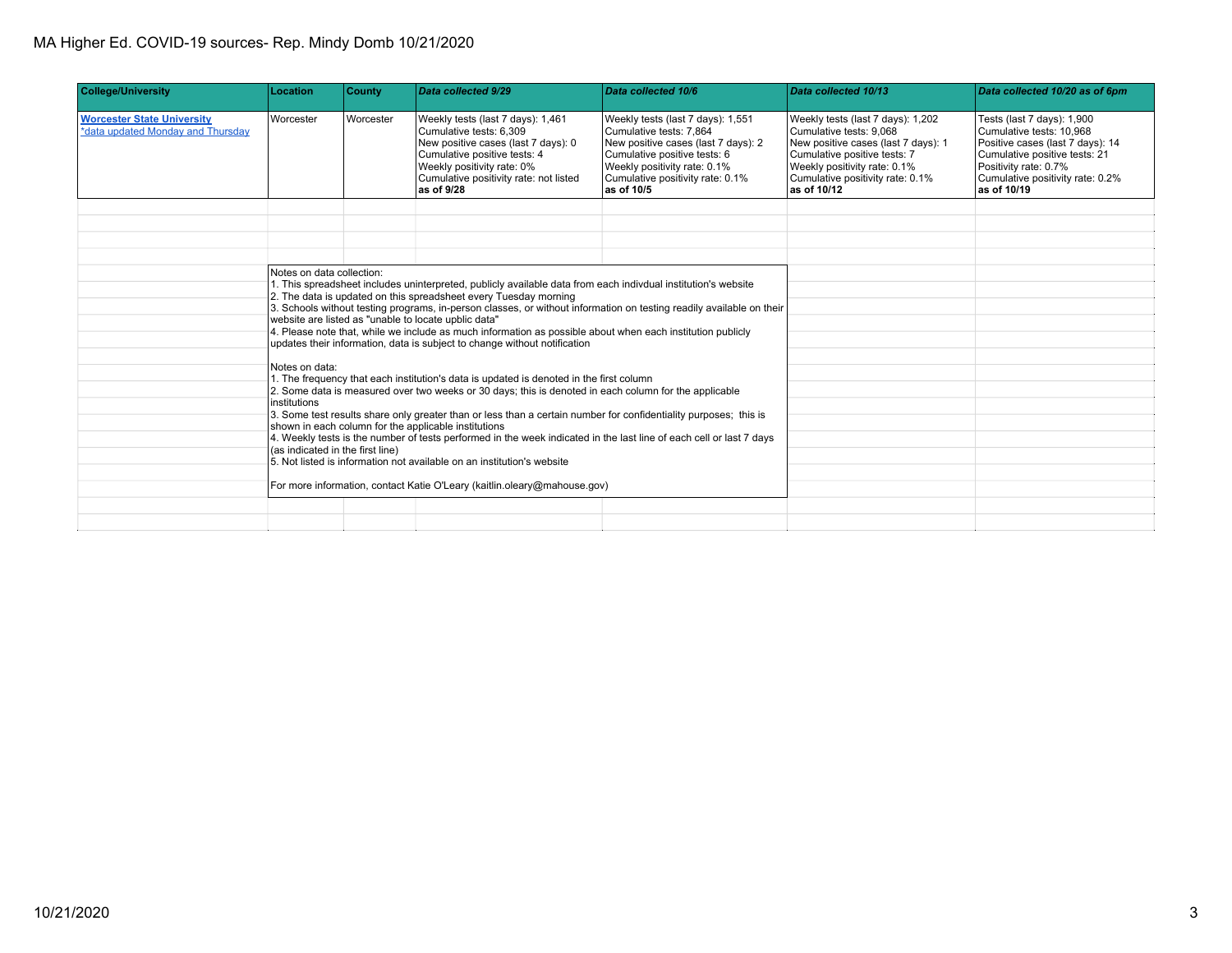MA Higher Ed. COVID-19 sources- Rep. Mindy Domb 10/21/2020

| College/University | Location | County | *Data collected 9/29* | *Data collected 10/6* | *Data collected 10/13* | *Data collected 10/20 as of 6pm* |
|---|---|---|---|---|---|---|
| **Worcester State University**<br>*data updated Monday and Thursday | Worcester | Worcester | Weekly tests (last 7 days): 1,461<br>Cumulative tests: 6,309<br>New positive cases (last 7 days): 0<br>Cumulative positive tests: 4<br>Weekly positivity rate: 0%<br>Cumulative positivity rate: not listed<br>**as of 9/28** | Weekly tests (last 7 days): 1,551<br>Cumulative tests: 7,864<br>New positive cases (last 7 days): 2<br>Cumulative positive tests: 6<br>Weekly positivity rate: 0.1%<br>Cumulative positivity rate: 0.1%<br>**as of 10/5** | Weekly tests (last 7 days): 1,202<br>Cumulative tests: 9,068<br>New positive cases (last 7 days): 1<br>Cumulative positive tests: 7<br>Weekly positivity rate: 0.1%<br>Cumulative positivity rate: 0.1%<br>**as of 10/12** | Tests (last 7 days): 1,900<br>Cumulative tests: 10,968<br>Positive cases (last 7 days): 14<br>Cumulative positive tests: 21<br>Positivity rate: 0.7%<br>Cumulative positivity rate: 0.2%<br>**as of 10/19** |

Notes on data collection:
1. This spreadsheet includes uninterpreted, publicly available data from each indivdual institution's website
2. The data is updated on this spreadsheet every Tuesday morning
3. Schools without testing programs, in-person classes, or without information on testing readily available on their website are listed as "unable to locate upblic data"
4. Please note that, while we include as much information as possible about when each institution publicly updates their information, data is subject to change without notification

Notes on data:
1. The frequency that each institution's data is updated is denoted in the first column
2. Some data is measured over two weeks or 30 days; this is denoted in each column for the applicable institutions
3. Some test results share only greater than or less than a certain number for confidentiality purposes; this is shown in each column for the applicable institutions
4. Weekly tests is the number of tests performed in the week indicated in the last line of each cell or last 7 days (as indicated in the first line)
5. Not listed is information not available on an institution's website

For more information, contact Katie O'Leary (kaitlin.oleary@mahouse.gov)